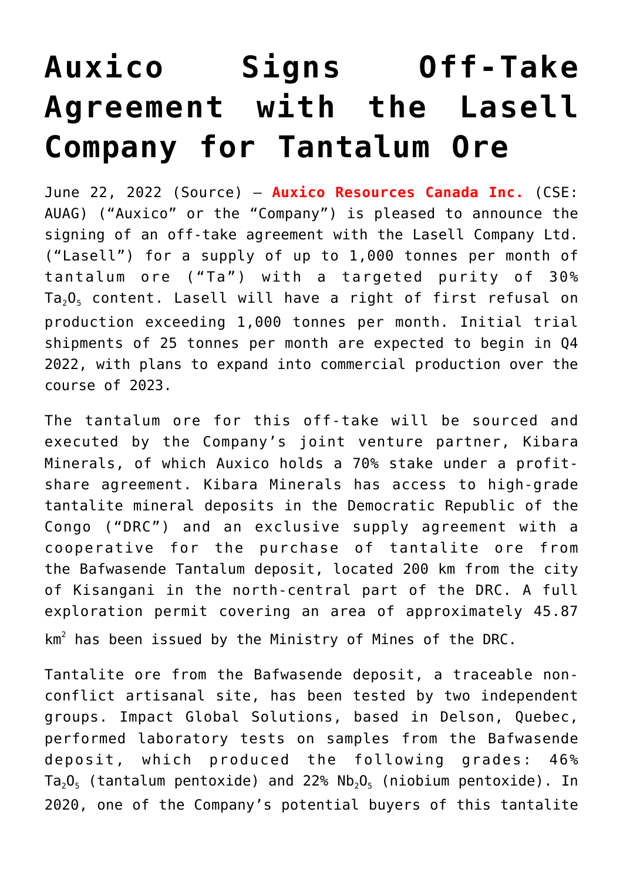# Auxico Signs Off-Take Agreement with the Lasell Company for Tantalum Ore

June 22, 2022 (Source) — **Auxico Resources Canada Inc.** (CSE: AUAG) ("Auxico" or the "Company") is pleased to announce the signing of an off-take agreement with the Lasell Company Ltd. ("Lasell") for a supply of up to 1,000 tonnes per month of tantalum ore ("Ta") with a targeted purity of 30% $Ta_2O_5$ content. Lasell will have a right of first refusal on production exceeding 1,000 tonnes per month. Initial trial shipments of 25 tonnes per month are expected to begin in Q4 2022, with plans to expand into commercial production over the course of 2023.

The tantalum ore for this off-take will be sourced and executed by the Company's joint venture partner, Kibara Minerals, of which Auxico holds a 70% stake under a profit-share agreement. Kibara Minerals has access to high-grade tantalite mineral deposits in the Democratic Republic of the Congo ("DRC") and an exclusive supply agreement with a cooperative for the purchase of tantalite ore from the Bafwasende Tantalum deposit, located 200 km from the city of Kisangani in the north-central part of the DRC. A full exploration permit covering an area of approximately 45.87 $km^2$ has been issued by the Ministry of Mines of the DRC.

Tantalite ore from the Bafwasende deposit, a traceable non-conflict artisanal site, has been tested by two independent groups. Impact Global Solutions, based in Delson, Quebec, performed laboratory tests on samples from the Bafwasende deposit, which produced the following grades: 46% $Ta_2O_5$ (tantalum pentoxide) and 22% $Nb_2O_5$ (niobium pentoxide). In 2020, one of the Company's potential buyers of this tantalite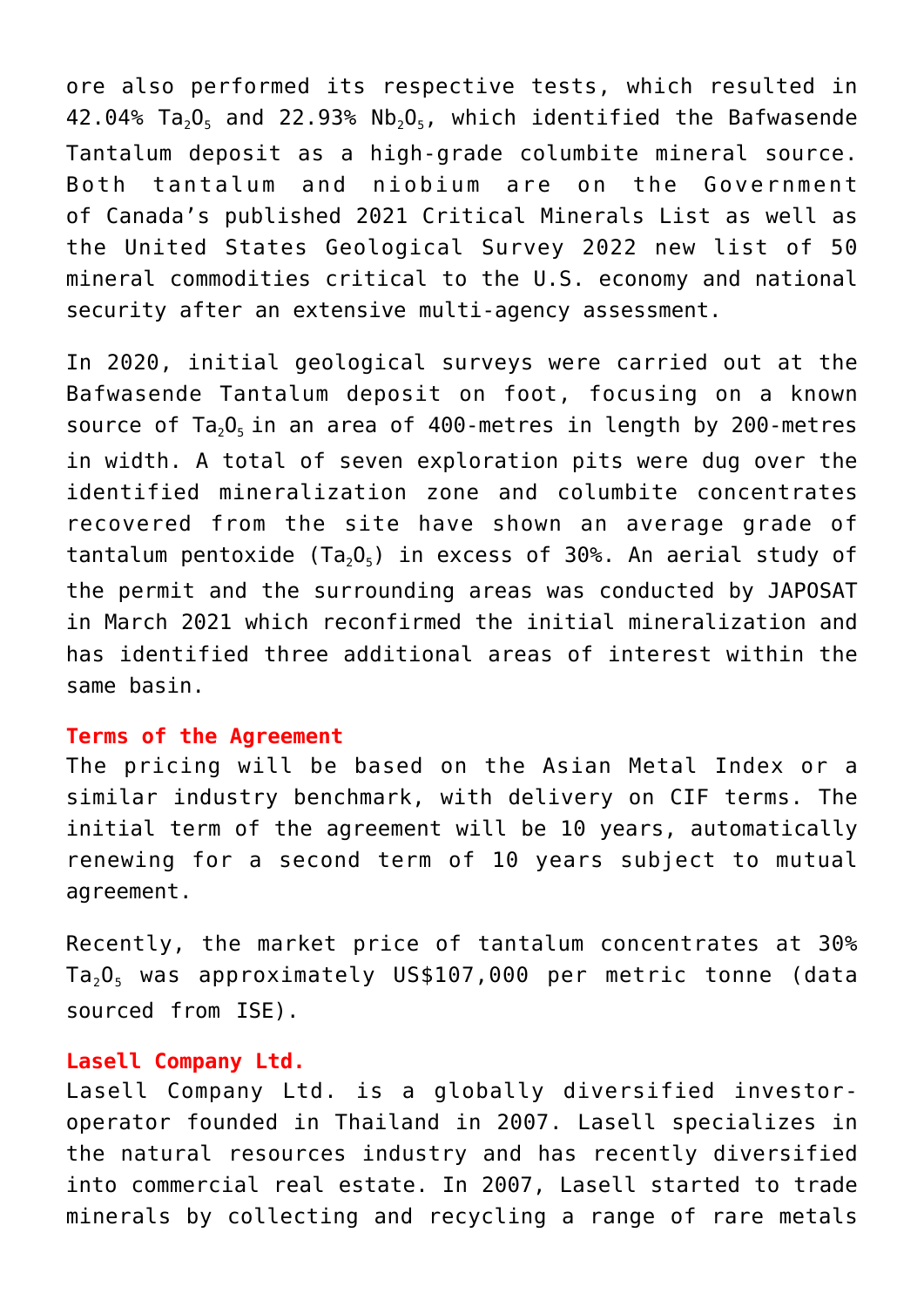ore also performed its respective tests, which resulted in 42.04% $Ta_2O_5$ and 22.93% $Nb_2O_5$, which identified the Bafwasende Tantalum deposit as a high-grade columbite mineral source. Both tantalum and niobium are on the Government of Canada's published 2021 Critical Minerals List as well as the United States Geological Survey 2022 new list of 50 mineral commodities critical to the U.S. economy and national security after an extensive multi-agency assessment.

In 2020, initial geological surveys were carried out at the Bafwasende Tantalum deposit on foot, focusing on a known source of $Ta_2O_5$ in an area of 400-metres in length by 200-metres in width. A total of seven exploration pits were dug over the identified mineralization zone and columbite concentrates recovered from the site have shown an average grade of tantalum pentoxide ($Ta_2O_5$) in excess of 30%. An aerial study of the permit and the surrounding areas was conducted by JAPOSAT in March 2021 which reconfirmed the initial mineralization and has identified three additional areas of interest within the same basin.

**Terms of the Agreement**

The pricing will be based on the Asian Metal Index or a similar industry benchmark, with delivery on CIF terms. The initial term of the agreement will be 10 years, automatically renewing for a second term of 10 years subject to mutual agreement.

Recently, the market price of tantalum concentrates at 30% $Ta_2O_5$ was approximately US$107,000 per metric tonne (data sourced from ISE).

**Lasell Company Ltd.**

Lasell Company Ltd. is a globally diversified investor-operator founded in Thailand in 2007. Lasell specializes in the natural resources industry and has recently diversified into commercial real estate. In 2007, Lasell started to trade minerals by collecting and recycling a range of rare metals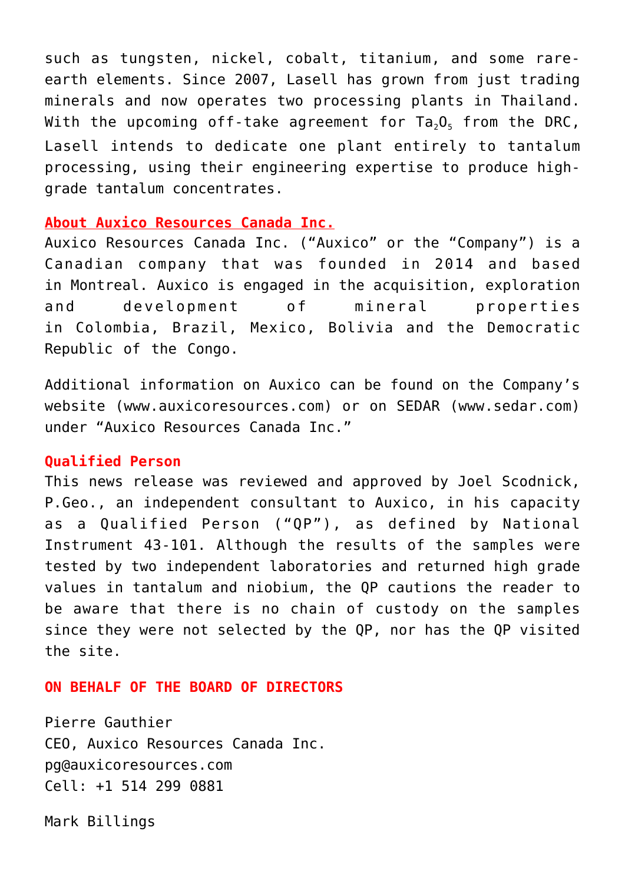such as tungsten, nickel, cobalt, titanium, and some rare-earth elements. Since 2007, Lasell has grown from just trading minerals and now operates two processing plants in Thailand. With the upcoming off-take agreement for $Ta_2O_5$ from the DRC, Lasell intends to dedicate one plant entirely to tantalum processing, using their engineering expertise to produce high-grade tantalum concentrates.

**About Auxico Resources Canada Inc.**

Auxico Resources Canada Inc. ("Auxico" or the "Company") is a Canadian company that was founded in 2014 and based in Montreal. Auxico is engaged in the acquisition, exploration and development of mineral properties in Colombia, Brazil, Mexico, Bolivia and the Democratic Republic of the Congo.

Additional information on Auxico can be found on the Company's website (www.auxicoresources.com) or on SEDAR (www.sedar.com) under "Auxico Resources Canada Inc."

**Qualified Person**

This news release was reviewed and approved by Joel Scodnick, P.Geo., an independent consultant to Auxico, in his capacity as a Qualified Person ("QP"), as defined by National Instrument 43-101. Although the results of the samples were tested by two independent laboratories and returned high grade values in tantalum and niobium, the QP cautions the reader to be aware that there is no chain of custody on the samples since they were not selected by the QP, nor has the QP visited the site.

**ON BEHALF OF THE BOARD OF DIRECTORS**

Pierre Gauthier
CEO, Auxico Resources Canada Inc.
pg@auxicoresources.com
Cell: +1 514 299 0881

Mark Billings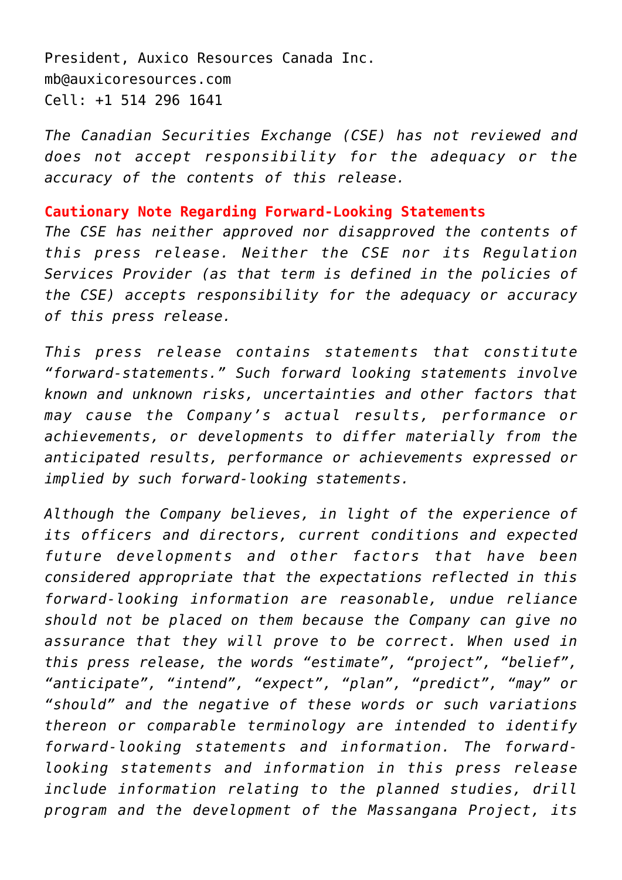President, Auxico Resources Canada Inc.
mb@auxicoresources.com
Cell: +1 514 296 1641

*The Canadian Securities Exchange (CSE) has not reviewed and does not accept responsibility for the adequacy or the accuracy of the contents of this release.*

**Cautionary Note Regarding Forward-Looking Statements**

*The CSE has neither approved nor disapproved the contents of this press release. Neither the CSE nor its Regulation Services Provider (as that term is defined in the policies of the CSE) accepts responsibility for the adequacy or accuracy of this press release.*

*This press release contains statements that constitute "forward-statements." Such forward looking statements involve known and unknown risks, uncertainties and other factors that may cause the Company's actual results, performance or achievements, or developments to differ materially from the anticipated results, performance or achievements expressed or implied by such forward-looking statements.*

*Although the Company believes, in light of the experience of its officers and directors, current conditions and expected future developments and other factors that have been considered appropriate that the expectations reflected in this forward-looking information are reasonable, undue reliance should not be placed on them because the Company can give no assurance that they will prove to be correct. When used in this press release, the words "estimate", "project", "belief", "anticipate", "intend", "expect", "plan", "predict", "may" or "should" and the negative of these words or such variations thereon or comparable terminology are intended to identify forward-looking statements and information. The forward-looking statements and information in this press release include information relating to the planned studies, drill program and the development of the Massangana Project, its*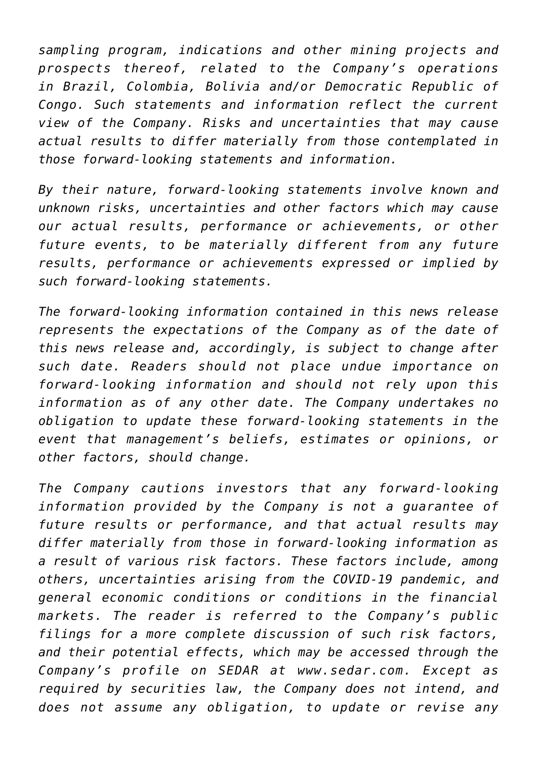*sampling program, indications and other mining projects and prospects thereof, related to the Company's operations in Brazil, Colombia, Bolivia and/or Democratic Republic of Congo. Such statements and information reflect the current view of the Company. Risks and uncertainties that may cause actual results to differ materially from those contemplated in those forward-looking statements and information.*

*By their nature, forward-looking statements involve known and unknown risks, uncertainties and other factors which may cause our actual results, performance or achievements, or other future events, to be materially different from any future results, performance or achievements expressed or implied by such forward-looking statements.*

*The forward-looking information contained in this news release represents the expectations of the Company as of the date of this news release and, accordingly, is subject to change after such date. Readers should not place undue importance on forward-looking information and should not rely upon this information as of any other date. The Company undertakes no obligation to update these forward-looking statements in the event that management's beliefs, estimates or opinions, or other factors, should change.*

*The Company cautions investors that any forward-looking information provided by the Company is not a guarantee of future results or performance, and that actual results may differ materially from those in forward-looking information as a result of various risk factors. These factors include, among others, uncertainties arising from the COVID-19 pandemic, and general economic conditions or conditions in the financial markets. The reader is referred to the Company's public filings for a more complete discussion of such risk factors, and their potential effects, which may be accessed through the Company's profile on SEDAR at www.sedar.com. Except as required by securities law, the Company does not intend, and does not assume any obligation, to update or revise any*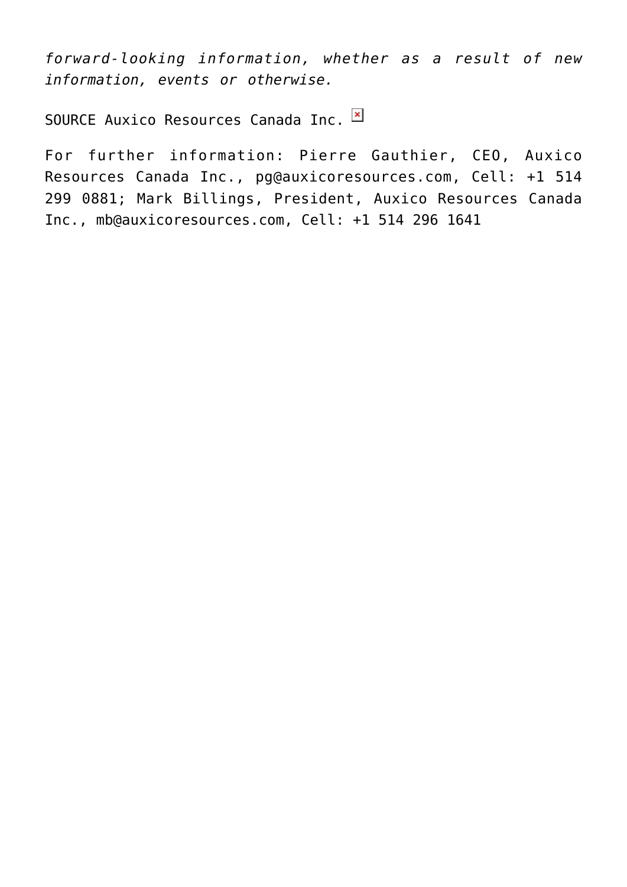*forward-looking information, whether as a result of new information, events or otherwise.*

SOURCE Auxico Resources Canada Inc.

For further information: Pierre Gauthier, CEO, Auxico Resources Canada Inc., pg@auxicoresources.com, Cell: +1 514 299 0881; Mark Billings, President, Auxico Resources Canada Inc., mb@auxicoresources.com, Cell: +1 514 296 1641